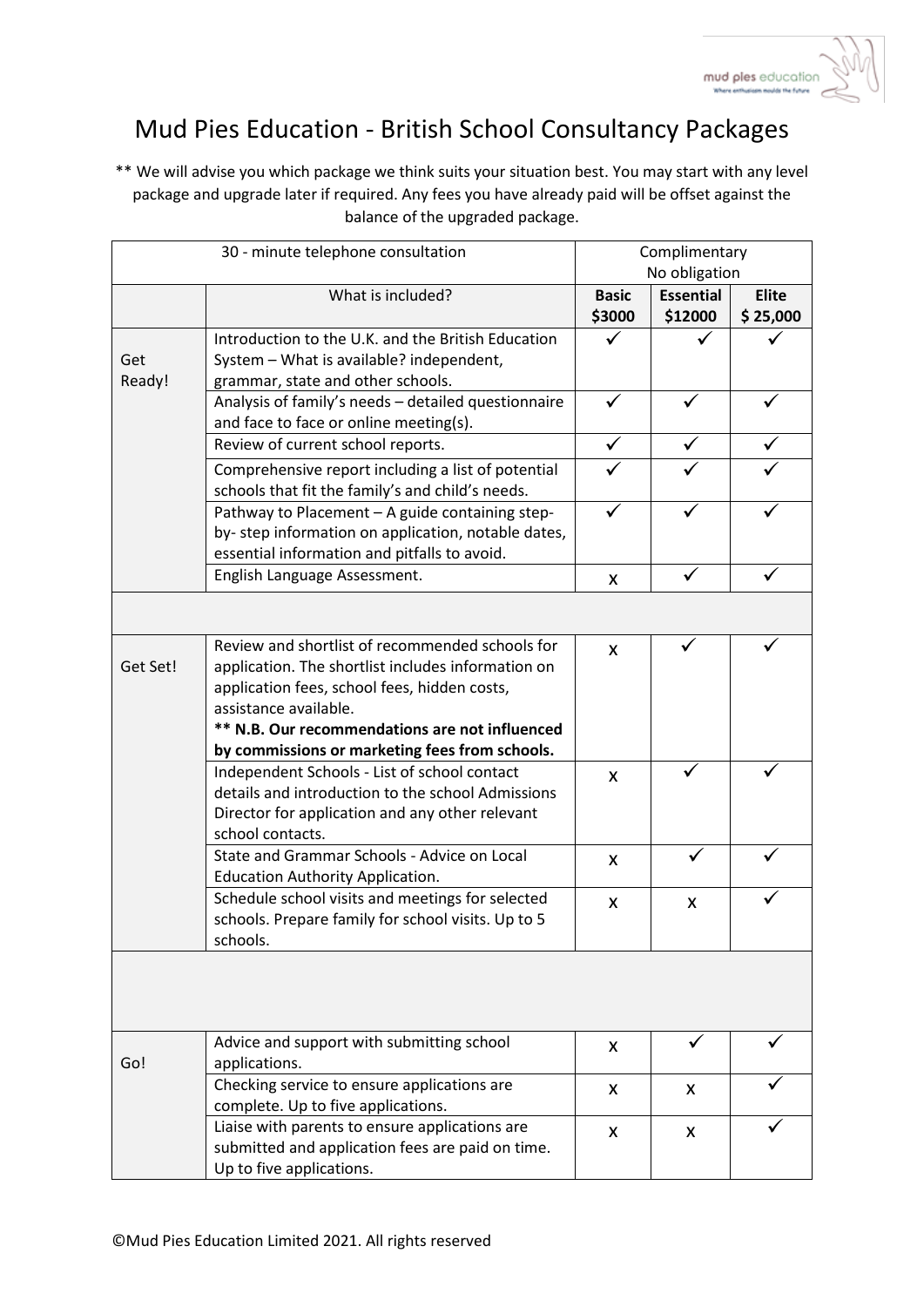# Mud Pies Education - British School Consultancy Packages

** We will advise you which package we think suits your situation best. You may start with any level package and upgrade later if required. Any fees you have already paid will be offset against the balance of the upgraded package.

| 30 - minute telephone consultation | | Complimentary No obligation | | |
|---|---|---|---|---|
| | What is included? | **Basic $3000** | **Essential $12000** | **Elite $ 25,000** |
| Get Ready! | Introduction to the U.K. and the British Education System – What is available? independent, grammar, state and other schools. | ✓ | ✓ | ✓ |
| | Analysis of family's needs – detailed questionnaire and face to face or online meeting(s). | ✓ | ✓ | ✓ |
| | Review of current school reports. | ✓ | ✓ | ✓ |
| | Comprehensive report including a list of potential schools that fit the family's and child's needs. | ✓ | ✓ | ✓ |
| | Pathway to Placement – A guide containing step-by- step information on application, notable dates, essential information and pitfalls to avoid. | ✓ | ✓ | ✓ |
| | English Language Assessment. | x | ✓ | ✓ |
| | | | | |
| Get Set! | Review and shortlist of recommended schools for application. The shortlist includes information on application fees, school fees, hidden costs, assistance available. **** N.B. Our recommendations are not influenced by commissions or marketing fees from schools.** | x | ✓ | ✓ |
| | Independent Schools - List of school contact details and introduction to the school Admissions Director for application and any other relevant school contacts. | x | ✓ | ✓ |
| | State and Grammar Schools - Advice on Local Education Authority Application. | x | ✓ | ✓ |
| | Schedule school visits and meetings for selected schools. Prepare family for school visits. Up to 5 schools. | x | x | ✓ |
| | | | | |
| Go! | Advice and support with submitting school applications. | x | ✓ | ✓ |
| | Checking service to ensure applications are complete. Up to five applications. | x | x | ✓ |
| | Liaise with parents to ensure applications are submitted and application fees are paid on time. Up to five applications. | x | x | ✓ |

©Mud Pies Education Limited 2021. All rights reserved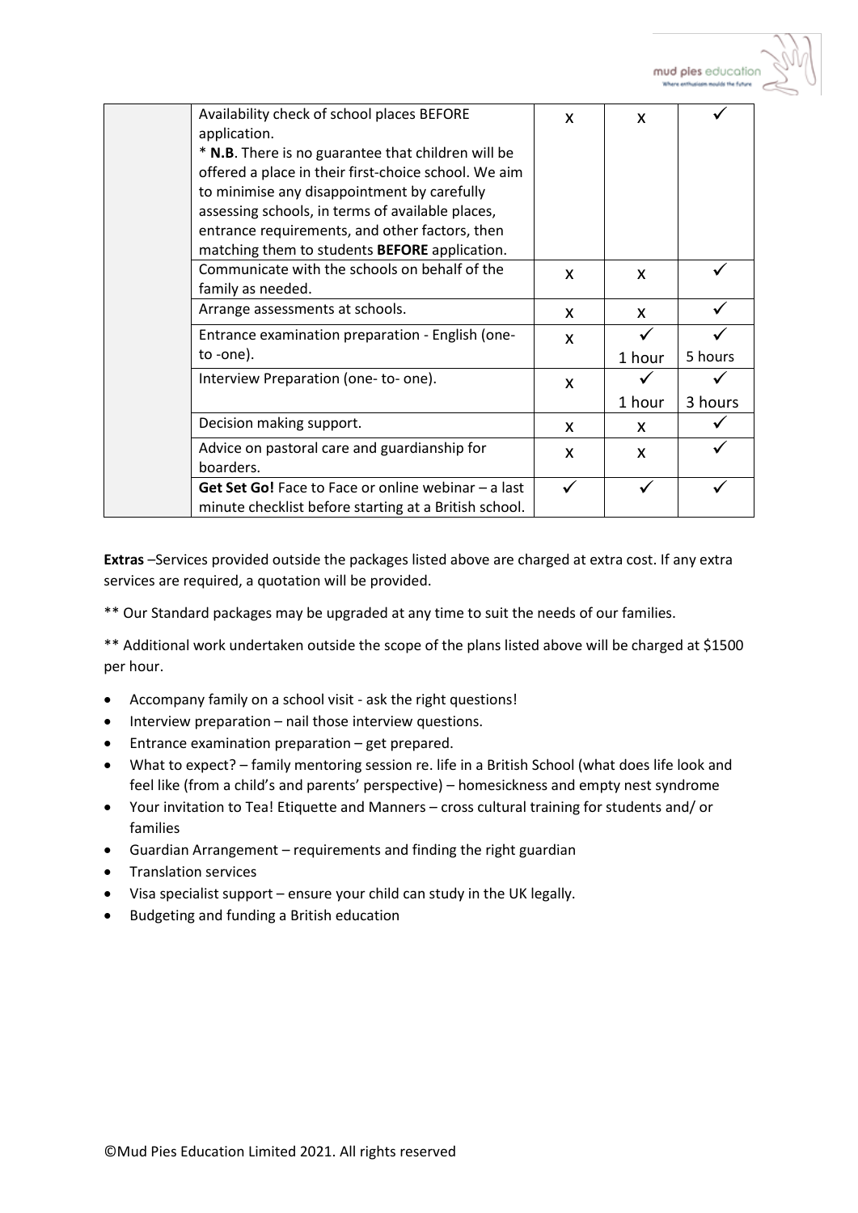| | | | | |
|---|---|---|---|---|
| | Availability check of school places BEFORE application.<br>* **N.B**. There is no guarantee that children will be offered a place in their first-choice school. We aim to minimise any disappointment by carefully assessing schools, in terms of available places, entrance requirements, and other factors, then matching them to students **BEFORE** application. | x | x | ✓ |
| | Communicate with the schools on behalf of the family as needed. | x | x | ✓ |
| | Arrange assessments at schools. | x | x | ✓ |
| | Entrance examination preparation - English (one-to -one). | x | ✓ 1 hour | ✓ 5 hours |
| | Interview Preparation (one- to- one). | x | ✓ 1 hour | ✓ 3 hours |
| | Decision making support. | x | x | ✓ |
| | Advice on pastoral care and guardianship for boarders. | x | x | ✓ |
| | **Get Set Go!** Face to Face or online webinar – a last minute checklist before starting at a British school. | ✓ | ✓ | ✓ |

**Extras** –Services provided outside the packages listed above are charged at extra cost. If any extra services are required, a quotation will be provided.

** Our Standard packages may be upgraded at any time to suit the needs of our families.

** Additional work undertaken outside the scope of the plans listed above will be charged at $1500 per hour.

- Accompany family on a school visit - ask the right questions!
- Interview preparation – nail those interview questions.
- Entrance examination preparation – get prepared.
- What to expect? – family mentoring session re. life in a British School (what does life look and feel like (from a child's and parents' perspective) – homesickness and empty nest syndrome
- Your invitation to Tea! Etiquette and Manners – cross cultural training for students and/ or families
- Guardian Arrangement – requirements and finding the right guardian
- Translation services
- Visa specialist support – ensure your child can study in the UK legally.
- Budgeting and funding a British education

©Mud Pies Education Limited 2021. All rights reserved